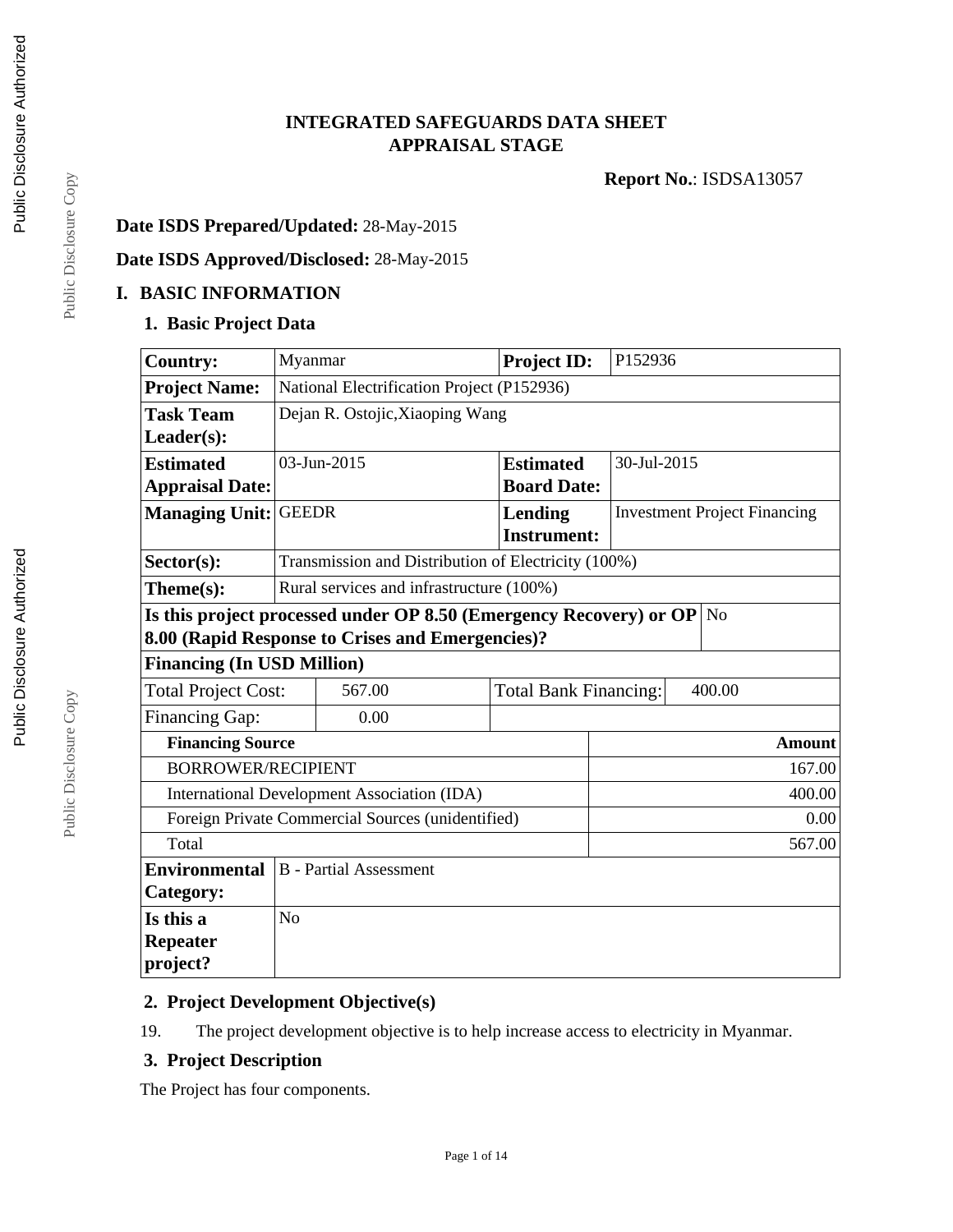# INTEGRATED SAFEGUARDS DATA SHEET
# APPRAISAL STAGE

**Report No.**: ISDSA13057

**Date ISDS Prepared/Updated:** 28-May-2015

**Date ISDS Approved/Disclosed:** 28-May-2015

## I. BASIC INFORMATION

### 1. Basic Project Data

| | | | |
|---|---|---|---|
| **Country:** | Myanmar | **Project ID:** | P152936 |
| **Project Name:** | National Electrification Project (P152936) | | |
| **Task Team Leader(s):** | Dejan R. Ostojic,Xiaoping Wang | | |
| **Estimated Appraisal Date:** | 03-Jun-2015 | **Estimated Board Date:** | 30-Jul-2015 |
| **Managing Unit:** | GEEDR | **Lending Instrument:** | Investment Project Financing |
| **Sector(s):** | Transmission and Distribution of Electricity (100%) | | |
| **Theme(s):** | Rural services and infrastructure (100%) | | |
| **Is this project processed under OP 8.50 (Emergency Recovery) or OP 8.00 (Rapid Response to Crises and Emergencies)?** | No | | |

**Financing (In USD Million)**

| | | | |
|---|---|---|---|
| Total Project Cost: | 567.00 | Total Bank Financing: | 400.00 |
| Financing Gap: | 0.00 | | |

| **Financing Source** | **Amount** |
|---|---:|
| BORROWER/RECIPIENT | 167.00 |
| International Development Association (IDA) | 400.00 |
| Foreign Private Commercial Sources (unidentified) | 0.00 |
| Total | 567.00 |

| | |
|---|---|
| **Environmental Category:** | B - Partial Assessment |
| **Is this a Repeater project?** | No |

### 2. Project Development Objective(s)

19. The project development objective is to help increase access to electricity in Myanmar.

### 3. Project Description

The Project has four components.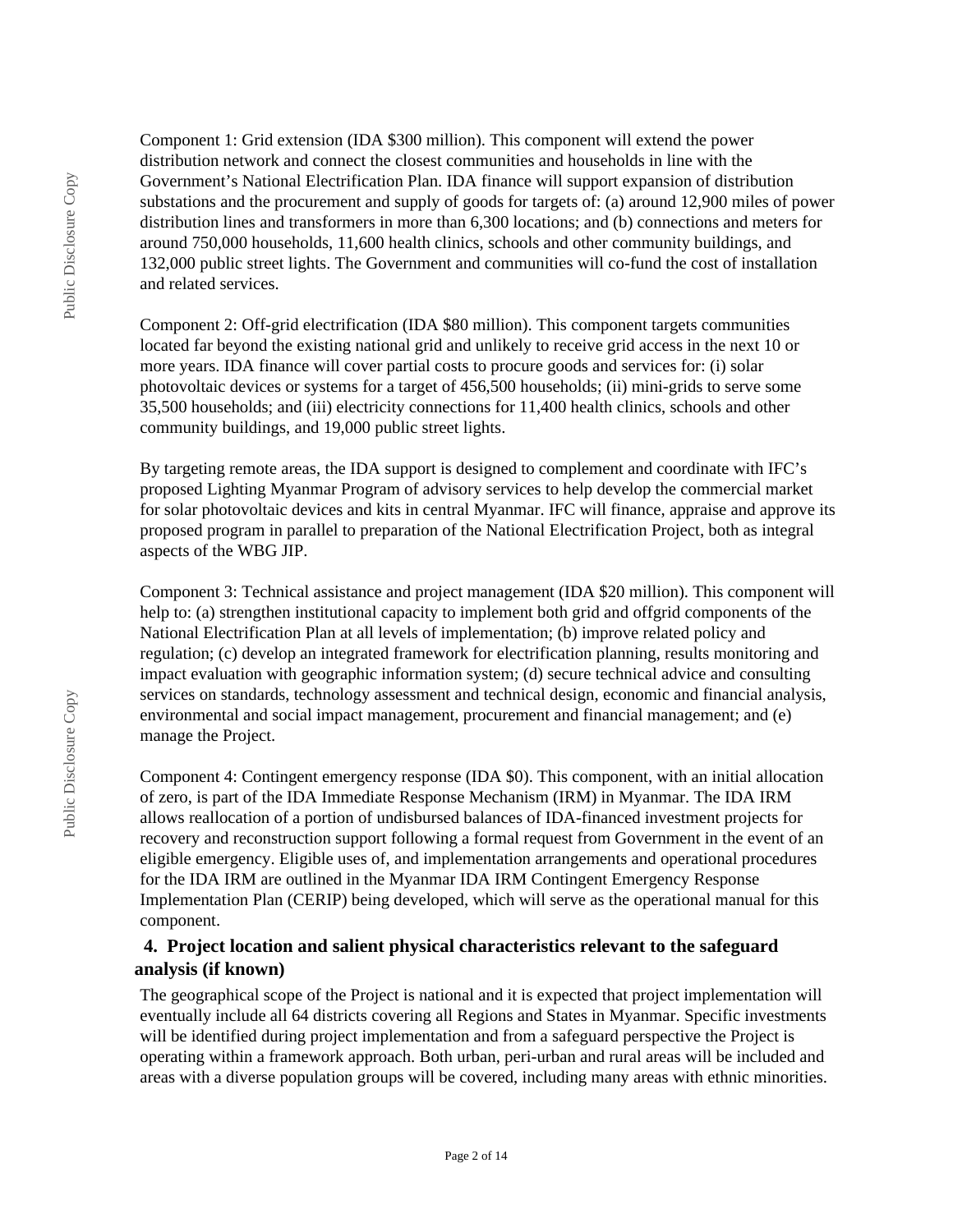Component 1: Grid extension (IDA $300 million). This component will extend the power distribution network and connect the closest communities and households in line with the Government's National Electrification Plan. IDA finance will support expansion of distribution substations and the procurement and supply of goods for targets of: (a) around 12,900 miles of power distribution lines and transformers in more than 6,300 locations; and (b) connections and meters for around 750,000 households, 11,600 health clinics, schools and other community buildings, and 132,000 public street lights. The Government and communities will co-fund the cost of installation and related services.

Component 2: Off-grid electrification (IDA $80 million). This component targets communities located far beyond the existing national grid and unlikely to receive grid access in the next 10 or more years. IDA finance will cover partial costs to procure goods and services for: (i) solar photovoltaic devices or systems for a target of 456,500 households; (ii) mini-grids to serve some 35,500 households; and (iii) electricity connections for 11,400 health clinics, schools and other community buildings, and 19,000 public street lights.

By targeting remote areas, the IDA support is designed to complement and coordinate with IFC's proposed Lighting Myanmar Program of advisory services to help develop the commercial market for solar photovoltaic devices and kits in central Myanmar. IFC will finance, appraise and approve its proposed program in parallel to preparation of the National Electrification Project, both as integral aspects of the WBG JIP.

Component 3: Technical assistance and project management (IDA $20 million). This component will help to: (a) strengthen institutional capacity to implement both grid and offgrid components of the National Electrification Plan at all levels of implementation; (b) improve related policy and regulation; (c) develop an integrated framework for electrification planning, results monitoring and impact evaluation with geographic information system; (d) secure technical advice and consulting services on standards, technology assessment and technical design, economic and financial analysis, environmental and social impact management, procurement and financial management; and (e) manage the Project.

Component 4: Contingent emergency response (IDA $0). This component, with an initial allocation of zero, is part of the IDA Immediate Response Mechanism (IRM) in Myanmar. The IDA IRM allows reallocation of a portion of undisbursed balances of IDA-financed investment projects for recovery and reconstruction support following a formal request from Government in the event of an eligible emergency. Eligible uses of, and implementation arrangements and operational procedures for the IDA IRM are outlined in the Myanmar IDA IRM Contingent Emergency Response Implementation Plan (CERIP) being developed, which will serve as the operational manual for this component.

### 4. Project location and salient physical characteristics relevant to the safeguard analysis (if known)

The geographical scope of the Project is national and it is expected that project implementation will eventually include all 64 districts covering all Regions and States in Myanmar. Specific investments will be identified during project implementation and from a safeguard perspective the Project is operating within a framework approach. Both urban, peri-urban and rural areas will be included and areas with a diverse population groups will be covered, including many areas with ethnic minorities.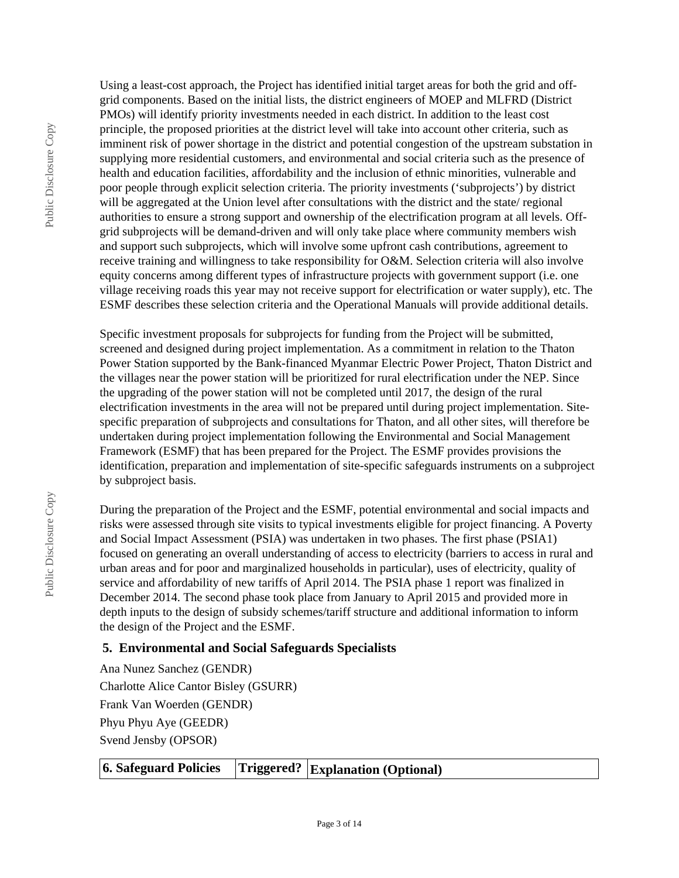Using a least-cost approach, the Project has identified initial target areas for both the grid and off-grid components. Based on the initial lists, the district engineers of MOEP and MLFRD (District PMOs) will identify priority investments needed in each district. In addition to the least cost principle, the proposed priorities at the district level will take into account other criteria, such as imminent risk of power shortage in the district and potential congestion of the upstream substation in supplying more residential customers, and environmental and social criteria such as the presence of health and education facilities, affordability and the inclusion of ethnic minorities, vulnerable and poor people through explicit selection criteria. The priority investments ('subprojects') by district will be aggregated at the Union level after consultations with the district and the state/ regional authorities to ensure a strong support and ownership of the electrification program at all levels. Off-grid subprojects will be demand-driven and will only take place where community members wish and support such subprojects, which will involve some upfront cash contributions, agreement to receive training and willingness to take responsibility for O&M. Selection criteria will also involve equity concerns among different types of infrastructure projects with government support (i.e. one village receiving roads this year may not receive support for electrification or water supply), etc. The ESMF describes these selection criteria and the Operational Manuals will provide additional details.

Specific investment proposals for subprojects for funding from the Project will be submitted, screened and designed during project implementation. As a commitment in relation to the Thaton Power Station supported by the Bank-financed Myanmar Electric Power Project, Thaton District and the villages near the power station will be prioritized for rural electrification under the NEP. Since the upgrading of the power station will not be completed until 2017, the design of the rural electrification investments in the area will not be prepared until during project implementation. Site-specific preparation of subprojects and consultations for Thaton, and all other sites, will therefore be undertaken during project implementation following the Environmental and Social Management Framework (ESMF) that has been prepared for the Project. The ESMF provides provisions the identification, preparation and implementation of site-specific safeguards instruments on a subproject by subproject basis.

During the preparation of the Project and the ESMF, potential environmental and social impacts and risks were assessed through site visits to typical investments eligible for project financing. A Poverty and Social Impact Assessment (PSIA) was undertaken in two phases. The first phase (PSIA1) focused on generating an overall understanding of access to electricity (barriers to access in rural and urban areas and for poor and marginalized households in particular), uses of electricity, quality of service and affordability of new tariffs of April 2014. The PSIA phase 1 report was finalized in December 2014. The second phase took place from January to April 2015 and provided more in depth inputs to the design of subsidy schemes/tariff structure and additional information to inform the design of the Project and the ESMF.

## 5. Environmental and Social Safeguards Specialists

Ana Nunez Sanchez (GENDR)
Charlotte Alice Cantor Bisley (GSURR)
Frank Van Woerden (GENDR)
Phyu Phyu Aye (GEEDR)
Svend Jensby (OPSOR)

| 6. Safeguard Policies | Triggered? | Explanation (Optional) |
|---|---|---|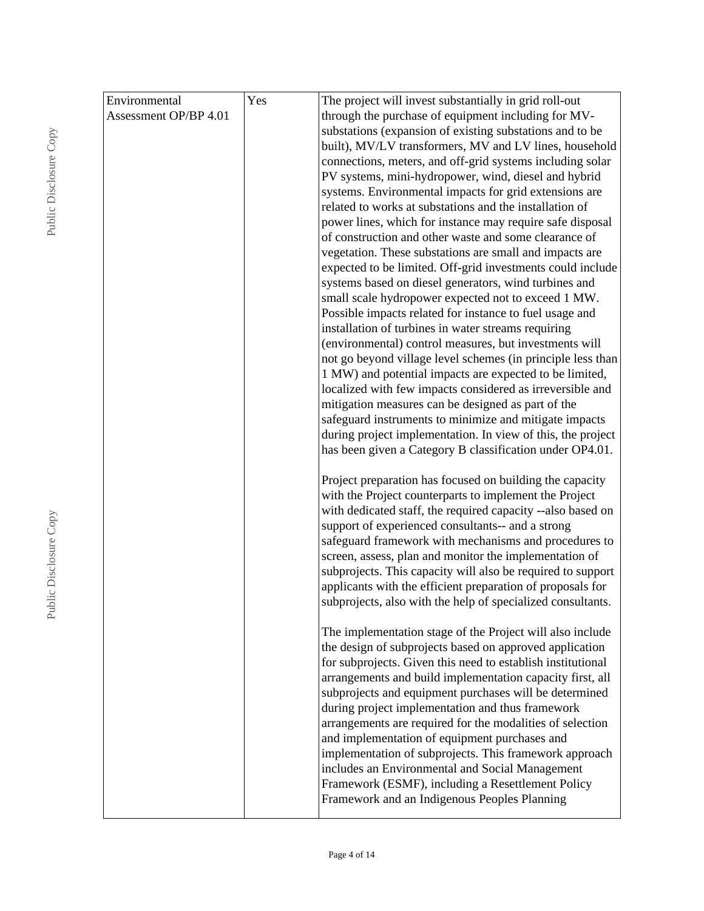| | | |
|---|---|---|
| Environmental Assessment OP/BP 4.01 | Yes | The project will invest substantially in grid roll-out through the purchase of equipment including for MV-substations (expansion of existing substations and to be built), MV/LV transformers, MV and LV lines, household connections, meters, and off-grid systems including solar PV systems, mini-hydropower, wind, diesel and hybrid systems. Environmental impacts for grid extensions are related to works at substations and the installation of power lines, which for instance may require safe disposal of construction and other waste and some clearance of vegetation. These substations are small and impacts are expected to be limited. Off-grid investments could include systems based on diesel generators, wind turbines and small scale hydropower expected not to exceed 1 MW. Possible impacts related for instance to fuel usage and installation of turbines in water streams requiring (environmental) control measures, but investments will not go beyond village level schemes (in principle less than 1 MW) and potential impacts are expected to be limited, localized with few impacts considered as irreversible and mitigation measures can be designed as part of the safeguard instruments to minimize and mitigate impacts during project implementation. In view of this, the project has been given a Category B classification under OP4.01.<br><br>Project preparation has focused on building the capacity with the Project counterparts to implement the Project with dedicated staff, the required capacity --also based on support of experienced consultants-- and a strong safeguard framework with mechanisms and procedures to screen, assess, plan and monitor the implementation of subprojects. This capacity will also be required to support applicants with the efficient preparation of proposals for subprojects, also with the help of specialized consultants.<br><br>The implementation stage of the Project will also include the design of subprojects based on approved application for subprojects. Given this need to establish institutional arrangements and build implementation capacity first, all subprojects and equipment purchases will be determined during project implementation and thus framework arrangements are required for the modalities of selection and implementation of equipment purchases and implementation of subprojects. This framework approach includes an Environmental and Social Management Framework (ESMF), including a Resettlement Policy Framework and an Indigenous Peoples Planning |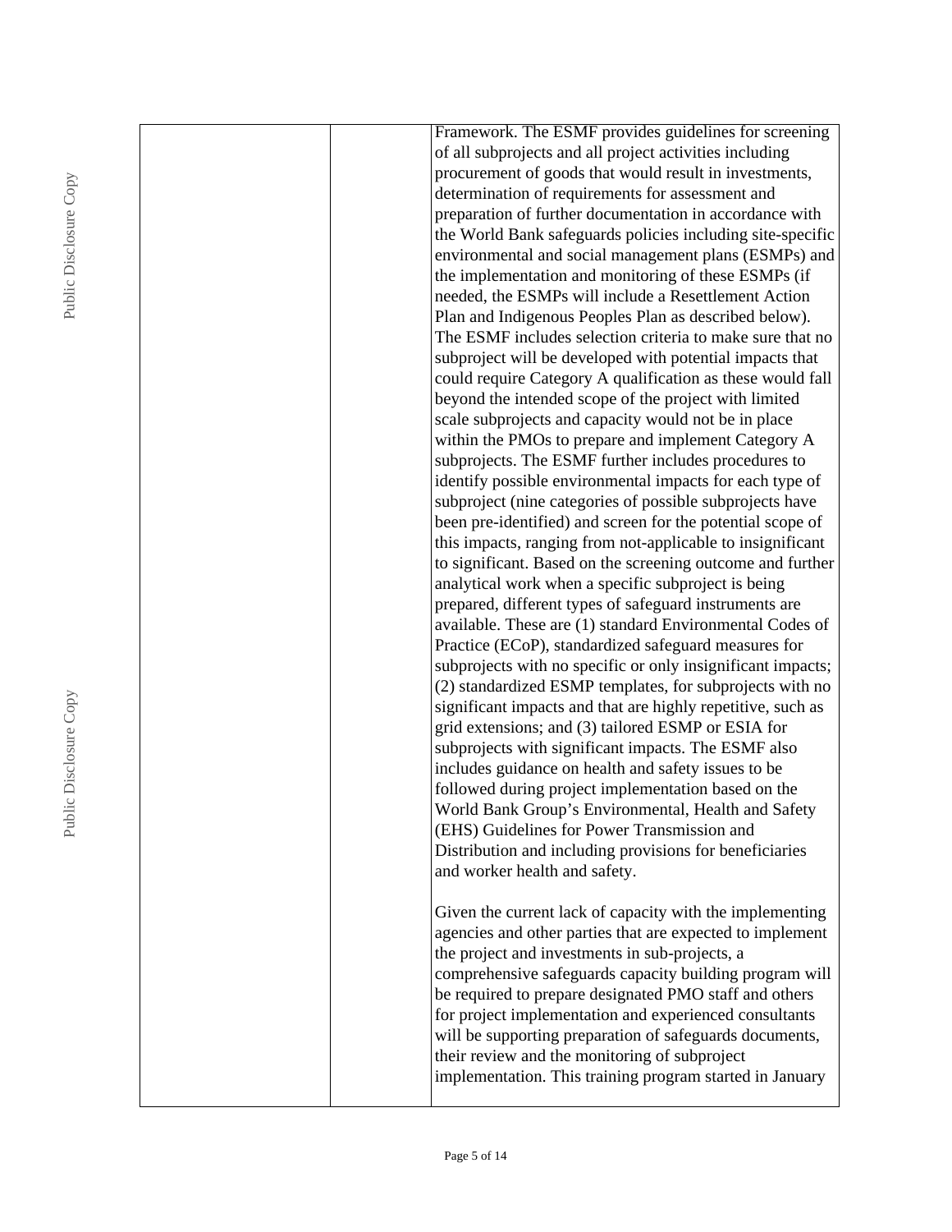| | | Framework. The ESMF provides guidelines for screening of all subprojects and all project activities including procurement of goods that would result in investments, determination of requirements for assessment and preparation of further documentation in accordance with the World Bank safeguards policies including site-specific environmental and social management plans (ESMPs) and the implementation and monitoring of these ESMPs (if needed, the ESMPs will include a Resettlement Action Plan and Indigenous Peoples Plan as described below). The ESMF includes selection criteria to make sure that no subproject will be developed with potential impacts that could require Category A qualification as these would fall beyond the intended scope of the project with limited scale subprojects and capacity would not be in place within the PMOs to prepare and implement Category A subprojects. The ESMF further includes procedures to identify possible environmental impacts for each type of subproject (nine categories of possible subprojects have been pre-identified) and screen for the potential scope of this impacts, ranging from not-applicable to insignificant to significant. Based on the screening outcome and further analytical work when a specific subproject is being prepared, different types of safeguard instruments are available. These are (1) standard Environmental Codes of Practice (ECoP), standardized safeguard measures for subprojects with no specific or only insignificant impacts; (2) standardized ESMP templates, for subprojects with no significant impacts and that are highly repetitive, such as grid extensions; and (3) tailored ESMP or ESIA for subprojects with significant impacts. The ESMF also includes guidance on health and safety issues to be followed during project implementation based on the World Bank Group's Environmental, Health and Safety (EHS) Guidelines for Power Transmission and Distribution and including provisions for beneficiaries and worker health and safety.<br><br>Given the current lack of capacity with the implementing agencies and other parties that are expected to implement the project and investments in sub-projects, a comprehensive safeguards capacity building program will be required to prepare designated PMO staff and others for project implementation and experienced consultants will be supporting preparation of safeguards documents, their review and the monitoring of subproject implementation. This training program started in January |
|---|---|---|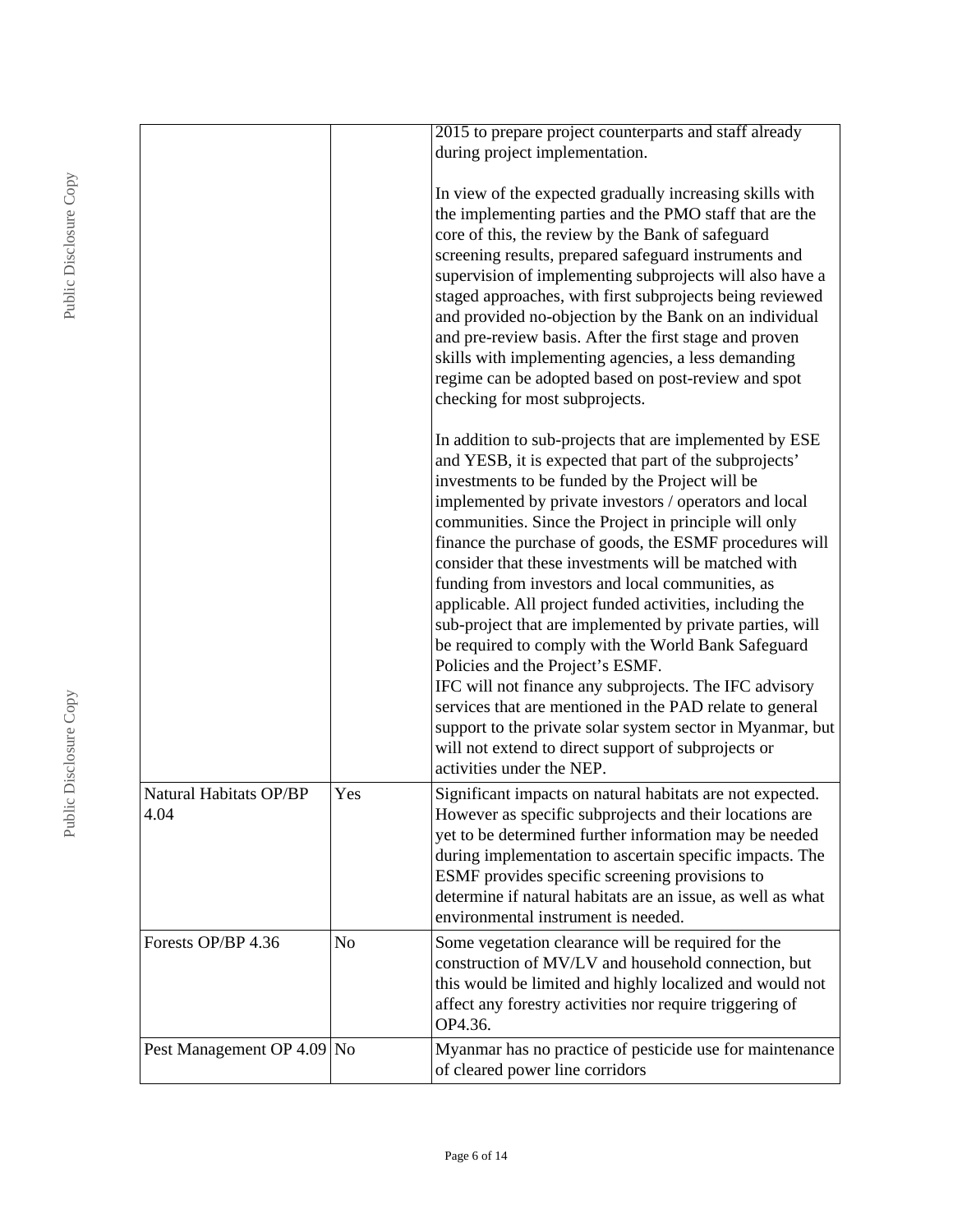| | | |
|---|---|---|
| | | 2015 to prepare project counterparts and staff already during project implementation.<br><br>In view of the expected gradually increasing skills with the implementing parties and the PMO staff that are the core of this, the review by the Bank of safeguard screening results, prepared safeguard instruments and supervision of implementing subprojects will also have a staged approaches, with first subprojects being reviewed and provided no-objection by the Bank on an individual and pre-review basis. After the first stage and proven skills with implementing agencies, a less demanding regime can be adopted based on post-review and spot checking for most subprojects.<br><br>In addition to sub-projects that are implemented by ESE and YESB, it is expected that part of the subprojects' investments to be funded by the Project will be implemented by private investors / operators and local communities. Since the Project in principle will only finance the purchase of goods, the ESMF procedures will consider that these investments will be matched with funding from investors and local communities, as applicable. All project funded activities, including the sub-project that are implemented by private parties, will be required to comply with the World Bank Safeguard Policies and the Project's ESMF.<br>IFC will not finance any subprojects. The IFC advisory services that are mentioned in the PAD relate to general support to the private solar system sector in Myanmar, but will not extend to direct support of subprojects or activities under the NEP. |
| Natural Habitats OP/BP 4.04 | Yes | Significant impacts on natural habitats are not expected. However as specific subprojects and their locations are yet to be determined further information may be needed during implementation to ascertain specific impacts. The ESMF provides specific screening provisions to determine if natural habitats are an issue, as well as what environmental instrument is needed. |
| Forests OP/BP 4.36 | No | Some vegetation clearance will be required for the construction of MV/LV and household connection, but this would be limited and highly localized and would not affect any forestry activities nor require triggering of OP4.36. |
| Pest Management OP 4.09 | No | Myanmar has no practice of pesticide use for maintenance of cleared power line corridors |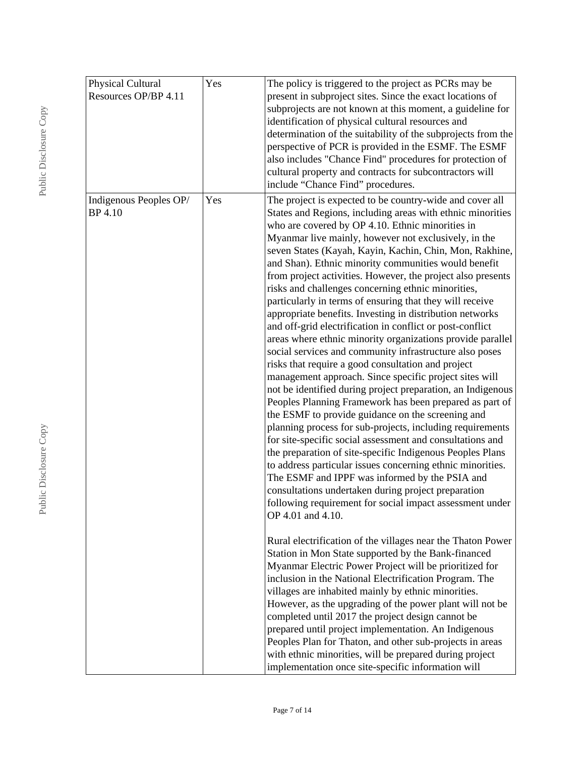| | | |
|---|---|---|
| Physical Cultural Resources OP/BP 4.11 | Yes | The policy is triggered to the project as PCRs may be present in subproject sites. Since the exact locations of subprojects are not known at this moment, a guideline for identification of physical cultural resources and determination of the suitability of the subprojects from the perspective of PCR is provided in the ESMF. The ESMF also includes "Chance Find" procedures for protection of cultural property and contracts for subcontractors will include "Chance Find" procedures. |
| Indigenous Peoples OP/ BP 4.10 | Yes | The project is expected to be country-wide and cover all States and Regions, including areas with ethnic minorities who are covered by OP 4.10. Ethnic minorities in Myanmar live mainly, however not exclusively, in the seven States (Kayah, Kayin, Kachin, Chin, Mon, Rakhine, and Shan). Ethnic minority communities would benefit from project activities. However, the project also presents risks and challenges concerning ethnic minorities, particularly in terms of ensuring that they will receive appropriate benefits. Investing in distribution networks and off-grid electrification in conflict or post-conflict areas where ethnic minority organizations provide parallel social services and community infrastructure also poses risks that require a good consultation and project management approach. Since specific project sites will not be identified during project preparation, an Indigenous Peoples Planning Framework has been prepared as part of the ESMF to provide guidance on the screening and planning process for sub-projects, including requirements for site-specific social assessment and consultations and the preparation of site-specific Indigenous Peoples Plans to address particular issues concerning ethnic minorities. The ESMF and IPPF was informed by the PSIA and consultations undertaken during project preparation following requirement for social impact assessment under OP 4.01 and 4.10.<br><br>Rural electrification of the villages near the Thaton Power Station in Mon State supported by the Bank-financed Myanmar Electric Power Project will be prioritized for inclusion in the National Electrification Program. The villages are inhabited mainly by ethnic minorities. However, as the upgrading of the power plant will not be completed until 2017 the project design cannot be prepared until project implementation. An Indigenous Peoples Plan for Thaton, and other sub-projects in areas with ethnic minorities, will be prepared during project implementation once site-specific information will |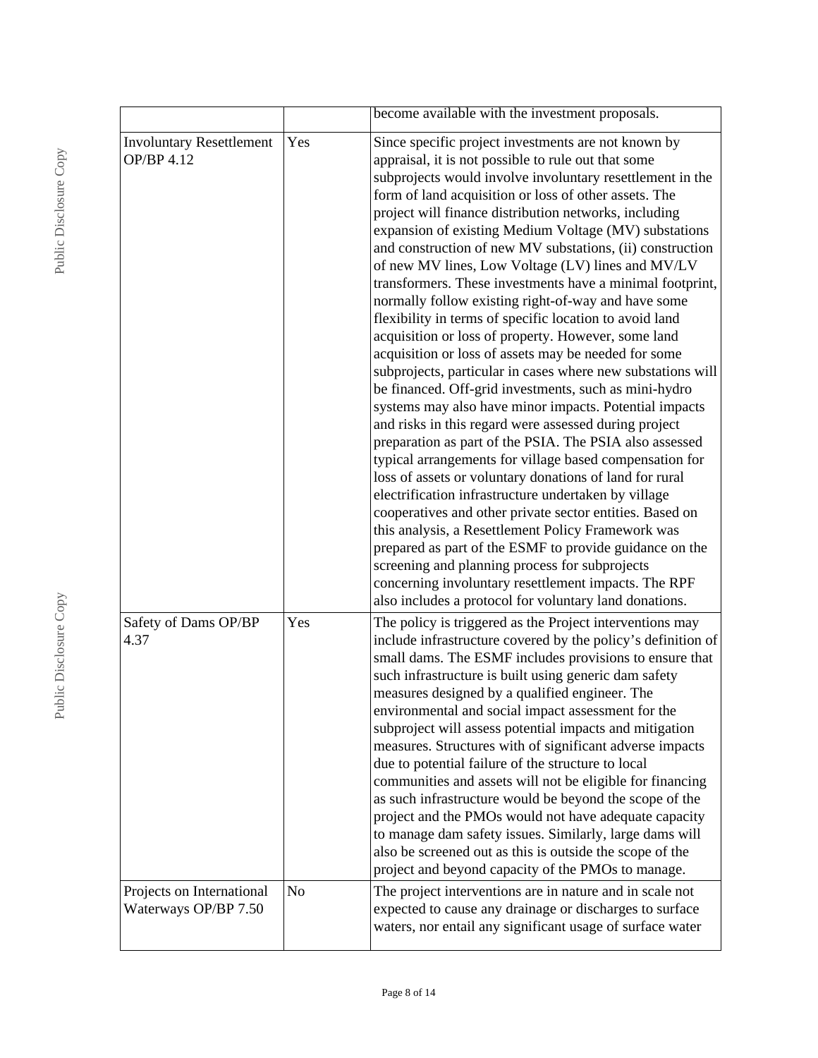| | | |
|---|---|---|
| | | become available with the investment proposals. |
| Involuntary Resettlement OP/BP 4.12 | Yes | Since specific project investments are not known by appraisal, it is not possible to rule out that some subprojects would involve involuntary resettlement in the form of land acquisition or loss of other assets. The project will finance distribution networks, including expansion of existing Medium Voltage (MV) substations and construction of new MV substations, (ii) construction of new MV lines, Low Voltage (LV) lines and MV/LV transformers. These investments have a minimal footprint, normally follow existing right-of-way and have some flexibility in terms of specific location to avoid land acquisition or loss of property. However, some land acquisition or loss of assets may be needed for some subprojects, particular in cases where new substations will be financed. Off-grid investments, such as mini-hydro systems may also have minor impacts. Potential impacts and risks in this regard were assessed during project preparation as part of the PSIA. The PSIA also assessed typical arrangements for village based compensation for loss of assets or voluntary donations of land for rural electrification infrastructure undertaken by village cooperatives and other private sector entities. Based on this analysis, a Resettlement Policy Framework was prepared as part of the ESMF to provide guidance on the screening and planning process for subprojects concerning involuntary resettlement impacts. The RPF also includes a protocol for voluntary land donations. |
| Safety of Dams OP/BP 4.37 | Yes | The policy is triggered as the Project interventions may include infrastructure covered by the policy's definition of small dams. The ESMF includes provisions to ensure that such infrastructure is built using generic dam safety measures designed by a qualified engineer. The environmental and social impact assessment for the subproject will assess potential impacts and mitigation measures. Structures with of significant adverse impacts due to potential failure of the structure to local communities and assets will not be eligible for financing as such infrastructure would be beyond the scope of the project and the PMOs would not have adequate capacity to manage dam safety issues. Similarly, large dams will also be screened out as this is outside the scope of the project and beyond capacity of the PMOs to manage. |
| Projects on International Waterways OP/BP 7.50 | No | The project interventions are in nature and in scale not expected to cause any drainage or discharges to surface waters, nor entail any significant usage of surface water |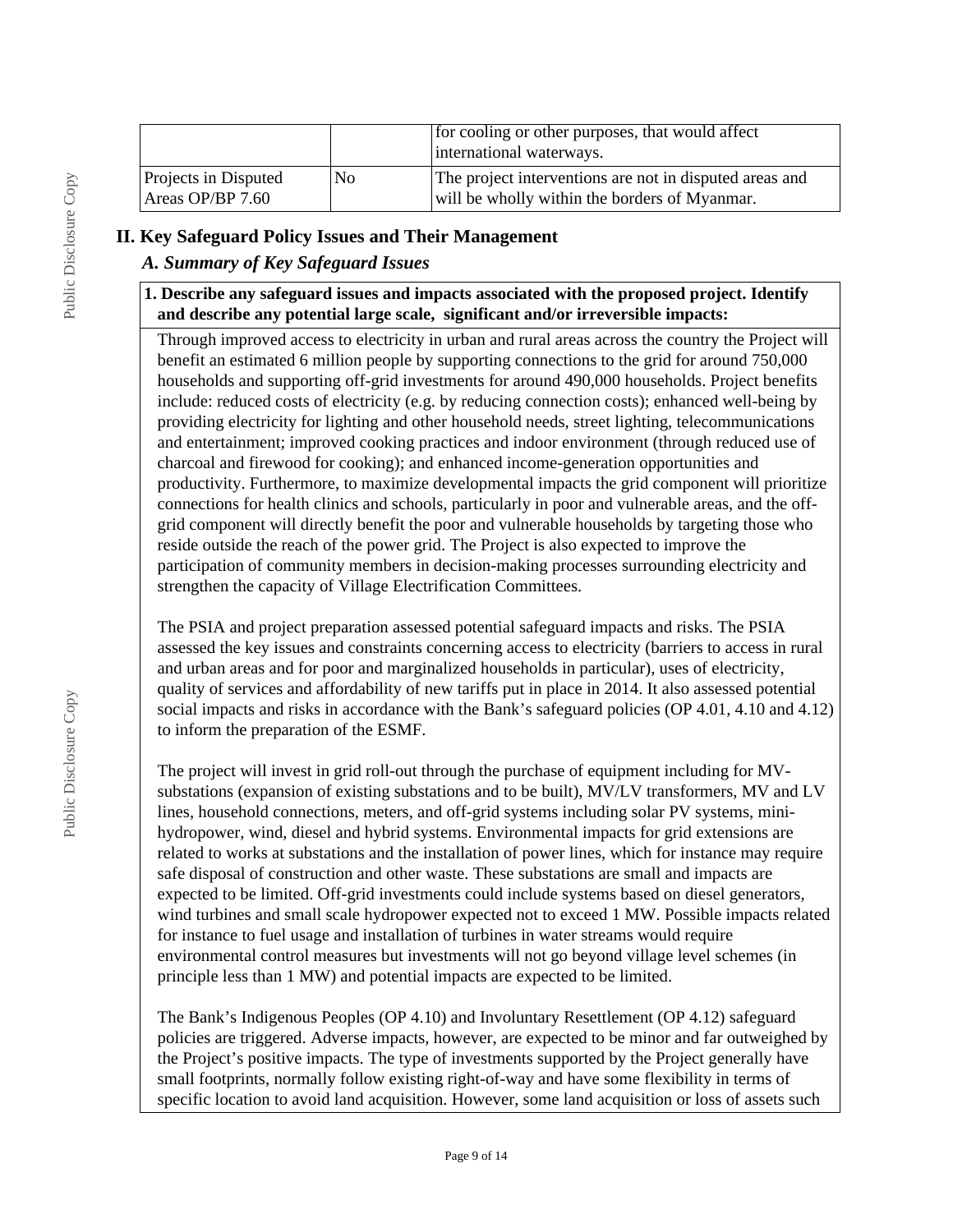| | | for cooling or other purposes, that would affect international waterways. |
|---|---|---|
| Projects in Disputed Areas OP/BP 7.60 | No | The project interventions are not in disputed areas and will be wholly within the borders of Myanmar. |

## II. Key Safeguard Policy Issues and Their Management

### *A. Summary of Key Safeguard Issues*

**1. Describe any safeguard issues and impacts associated with the proposed project. Identify and describe any potential large scale, significant and/or irreversible impacts:**

Through improved access to electricity in urban and rural areas across the country the Project will benefit an estimated 6 million people by supporting connections to the grid for around 750,000 households and supporting off-grid investments for around 490,000 households. Project benefits include: reduced costs of electricity (e.g. by reducing connection costs); enhanced well-being by providing electricity for lighting and other household needs, street lighting, telecommunications and entertainment; improved cooking practices and indoor environment (through reduced use of charcoal and firewood for cooking); and enhanced income-generation opportunities and productivity. Furthermore, to maximize developmental impacts the grid component will prioritize connections for health clinics and schools, particularly in poor and vulnerable areas, and the off-grid component will directly benefit the poor and vulnerable households by targeting those who reside outside the reach of the power grid. The Project is also expected to improve the participation of community members in decision-making processes surrounding electricity and strengthen the capacity of Village Electrification Committees.

The PSIA and project preparation assessed potential safeguard impacts and risks. The PSIA assessed the key issues and constraints concerning access to electricity (barriers to access in rural and urban areas and for poor and marginalized households in particular), uses of electricity, quality of services and affordability of new tariffs put in place in 2014. It also assessed potential social impacts and risks in accordance with the Bank's safeguard policies (OP 4.01, 4.10 and 4.12) to inform the preparation of the ESMF.

The project will invest in grid roll-out through the purchase of equipment including for MV-substations (expansion of existing substations and to be built), MV/LV transformers, MV and LV lines, household connections, meters, and off-grid systems including solar PV systems, mini-hydropower, wind, diesel and hybrid systems. Environmental impacts for grid extensions are related to works at substations and the installation of power lines, which for instance may require safe disposal of construction and other waste. These substations are small and impacts are expected to be limited. Off-grid investments could include systems based on diesel generators, wind turbines and small scale hydropower expected not to exceed 1 MW. Possible impacts related for instance to fuel usage and installation of turbines in water streams would require environmental control measures but investments will not go beyond village level schemes (in principle less than 1 MW) and potential impacts are expected to be limited.

The Bank's Indigenous Peoples (OP 4.10) and Involuntary Resettlement (OP 4.12) safeguard policies are triggered. Adverse impacts, however, are expected to be minor and far outweighed by the Project's positive impacts. The type of investments supported by the Project generally have small footprints, normally follow existing right-of-way and have some flexibility in terms of specific location to avoid land acquisition. However, some land acquisition or loss of assets such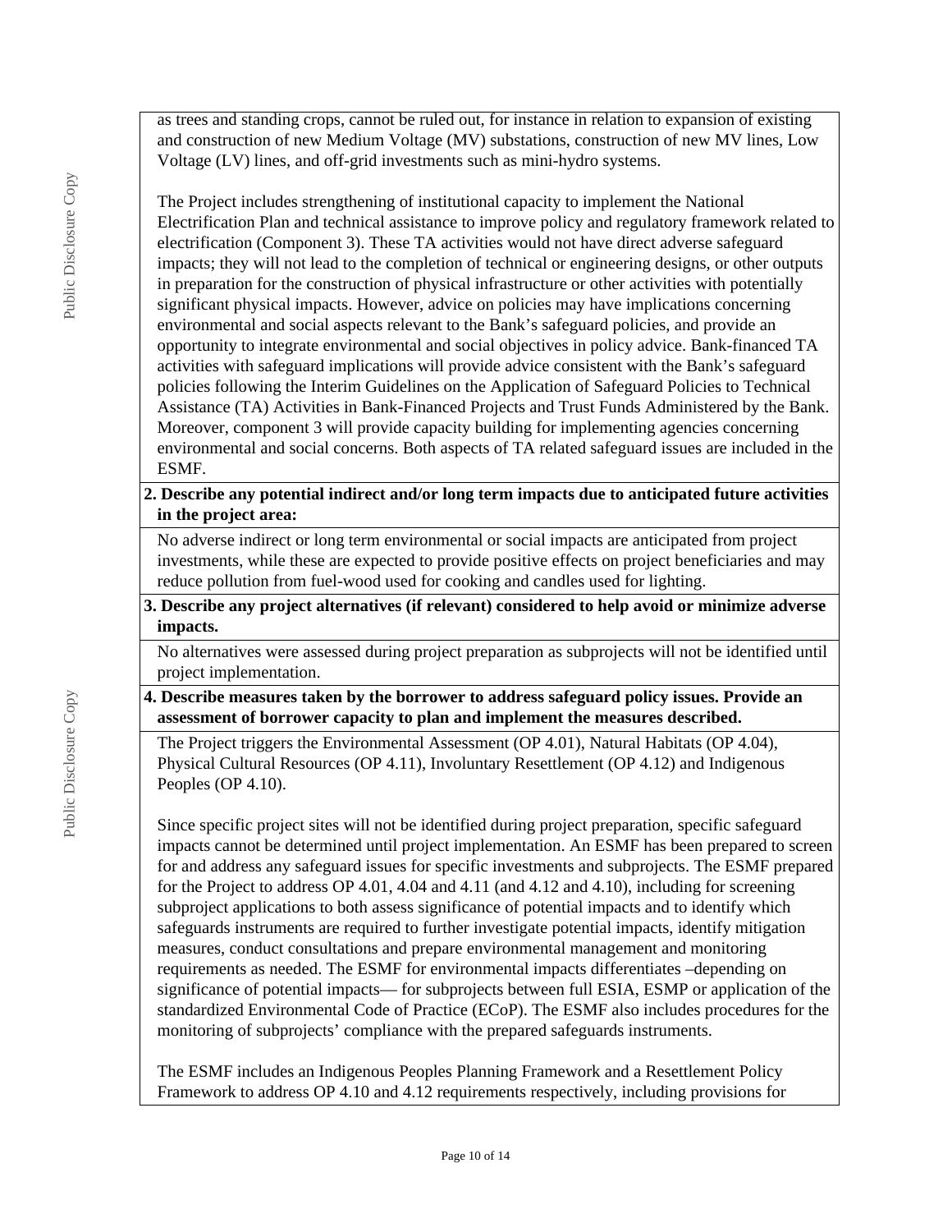as trees and standing crops, cannot be ruled out, for instance in relation to expansion of existing and construction of new Medium Voltage (MV) substations, construction of new MV lines, Low Voltage (LV) lines, and off-grid investments such as mini-hydro systems.

The Project includes strengthening of institutional capacity to implement the National Electrification Plan and technical assistance to improve policy and regulatory framework related to electrification (Component 3). These TA activities would not have direct adverse safeguard impacts; they will not lead to the completion of technical or engineering designs, or other outputs in preparation for the construction of physical infrastructure or other activities with potentially significant physical impacts. However, advice on policies may have implications concerning environmental and social aspects relevant to the Bank's safeguard policies, and provide an opportunity to integrate environmental and social objectives in policy advice. Bank-financed TA activities with safeguard implications will provide advice consistent with the Bank's safeguard policies following the Interim Guidelines on the Application of Safeguard Policies to Technical Assistance (TA) Activities in Bank-Financed Projects and Trust Funds Administered by the Bank. Moreover, component 3 will provide capacity building for implementing agencies concerning environmental and social concerns. Both aspects of TA related safeguard issues are included in the ESMF.

**2. Describe any potential indirect and/or long term impacts due to anticipated future activities in the project area:**

No adverse indirect or long term environmental or social impacts are anticipated from project investments, while these are expected to provide positive effects on project beneficiaries and may reduce pollution from fuel-wood used for cooking and candles used for lighting.

**3. Describe any project alternatives (if relevant) considered to help avoid or minimize adverse impacts.**

No alternatives were assessed during project preparation as subprojects will not be identified until project implementation.

**4. Describe measures taken by the borrower to address safeguard policy issues. Provide an assessment of borrower capacity to plan and implement the measures described.**

The Project triggers the Environmental Assessment (OP 4.01), Natural Habitats (OP 4.04), Physical Cultural Resources (OP 4.11), Involuntary Resettlement (OP 4.12) and Indigenous Peoples (OP 4.10).

Since specific project sites will not be identified during project preparation, specific safeguard impacts cannot be determined until project implementation. An ESMF has been prepared to screen for and address any safeguard issues for specific investments and subprojects. The ESMF prepared for the Project to address OP 4.01, 4.04 and 4.11 (and 4.12 and 4.10), including for screening subproject applications to both assess significance of potential impacts and to identify which safeguards instruments are required to further investigate potential impacts, identify mitigation measures, conduct consultations and prepare environmental management and monitoring requirements as needed. The ESMF for environmental impacts differentiates –depending on significance of potential impacts— for subprojects between full ESIA, ESMP or application of the standardized Environmental Code of Practice (ECoP). The ESMF also includes procedures for the monitoring of subprojects' compliance with the prepared safeguards instruments.

The ESMF includes an Indigenous Peoples Planning Framework and a Resettlement Policy Framework to address OP 4.10 and 4.12 requirements respectively, including provisions for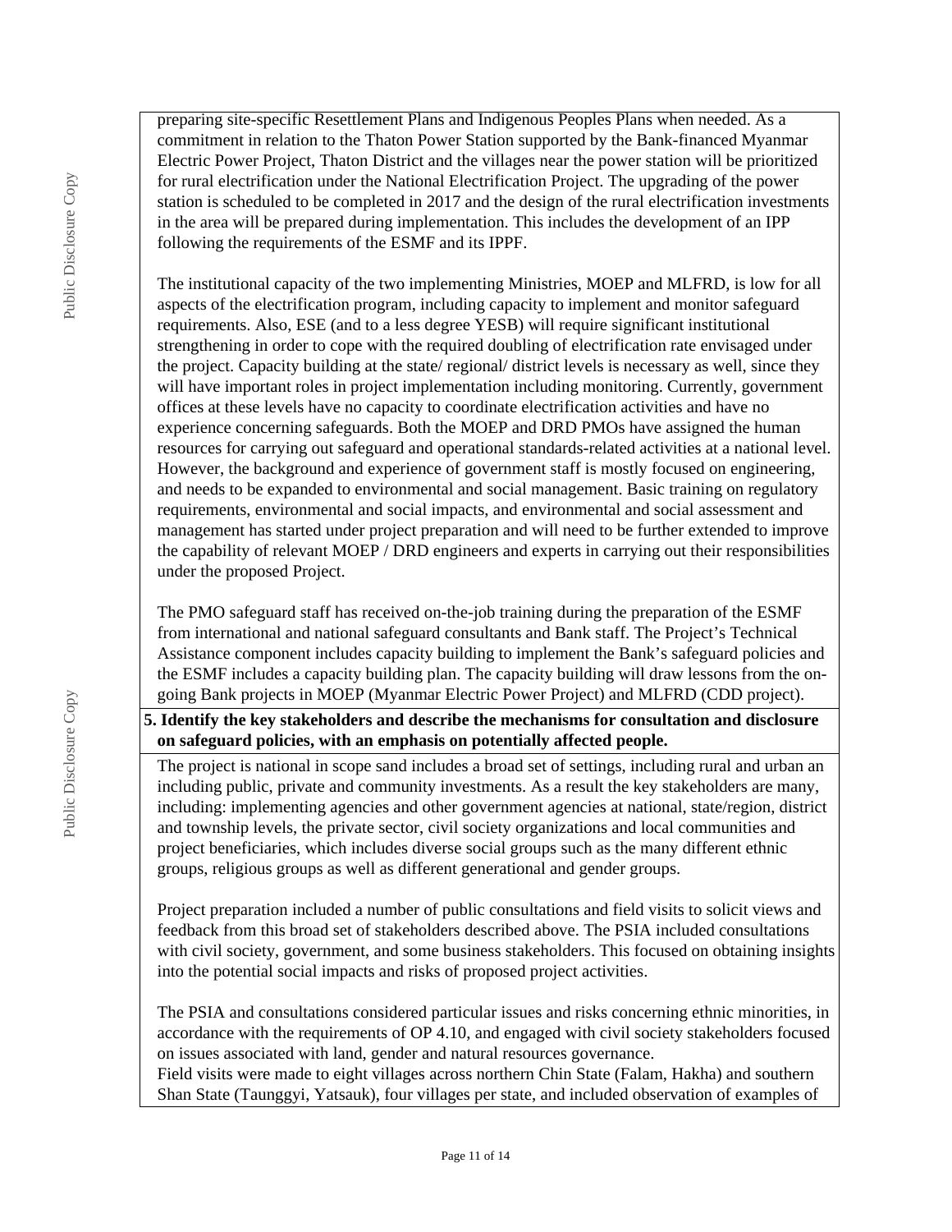preparing site-specific Resettlement Plans and Indigenous Peoples Plans when needed. As a commitment in relation to the Thaton Power Station supported by the Bank-financed Myanmar Electric Power Project, Thaton District and the villages near the power station will be prioritized for rural electrification under the National Electrification Project. The upgrading of the power station is scheduled to be completed in 2017 and the design of the rural electrification investments in the area will be prepared during implementation. This includes the development of an IPP following the requirements of the ESMF and its IPPF.

The institutional capacity of the two implementing Ministries, MOEP and MLFRD, is low for all aspects of the electrification program, including capacity to implement and monitor safeguard requirements. Also, ESE (and to a less degree YESB) will require significant institutional strengthening in order to cope with the required doubling of electrification rate envisaged under the project. Capacity building at the state/ regional/ district levels is necessary as well, since they will have important roles in project implementation including monitoring. Currently, government offices at these levels have no capacity to coordinate electrification activities and have no experience concerning safeguards. Both the MOEP and DRD PMOs have assigned the human resources for carrying out safeguard and operational standards-related activities at a national level. However, the background and experience of government staff is mostly focused on engineering, and needs to be expanded to environmental and social management. Basic training on regulatory requirements, environmental and social impacts, and environmental and social assessment and management has started under project preparation and will need to be further extended to improve the capability of relevant MOEP / DRD engineers and experts in carrying out their responsibilities under the proposed Project.

The PMO safeguard staff has received on-the-job training during the preparation of the ESMF from international and national safeguard consultants and Bank staff. The Project's Technical Assistance component includes capacity building to implement the Bank's safeguard policies and the ESMF includes a capacity building plan. The capacity building will draw lessons from the on-going Bank projects in MOEP (Myanmar Electric Power Project) and MLFRD (CDD project).

**5. Identify the key stakeholders and describe the mechanisms for consultation and disclosure on safeguard policies, with an emphasis on potentially affected people.**

The project is national in scope sand includes a broad set of settings, including rural and urban an including public, private and community investments. As a result the key stakeholders are many, including: implementing agencies and other government agencies at national, state/region, district and township levels, the private sector, civil society organizations and local communities and project beneficiaries, which includes diverse social groups such as the many different ethnic groups, religious groups as well as different generational and gender groups.

Project preparation included a number of public consultations and field visits to solicit views and feedback from this broad set of stakeholders described above. The PSIA included consultations with civil society, government, and some business stakeholders. This focused on obtaining insights into the potential social impacts and risks of proposed project activities.

The PSIA and consultations considered particular issues and risks concerning ethnic minorities, in accordance with the requirements of OP 4.10, and engaged with civil society stakeholders focused on issues associated with land, gender and natural resources governance.
Field visits were made to eight villages across northern Chin State (Falam, Hakha) and southern Shan State (Taunggyi, Yatsauk), four villages per state, and included observation of examples of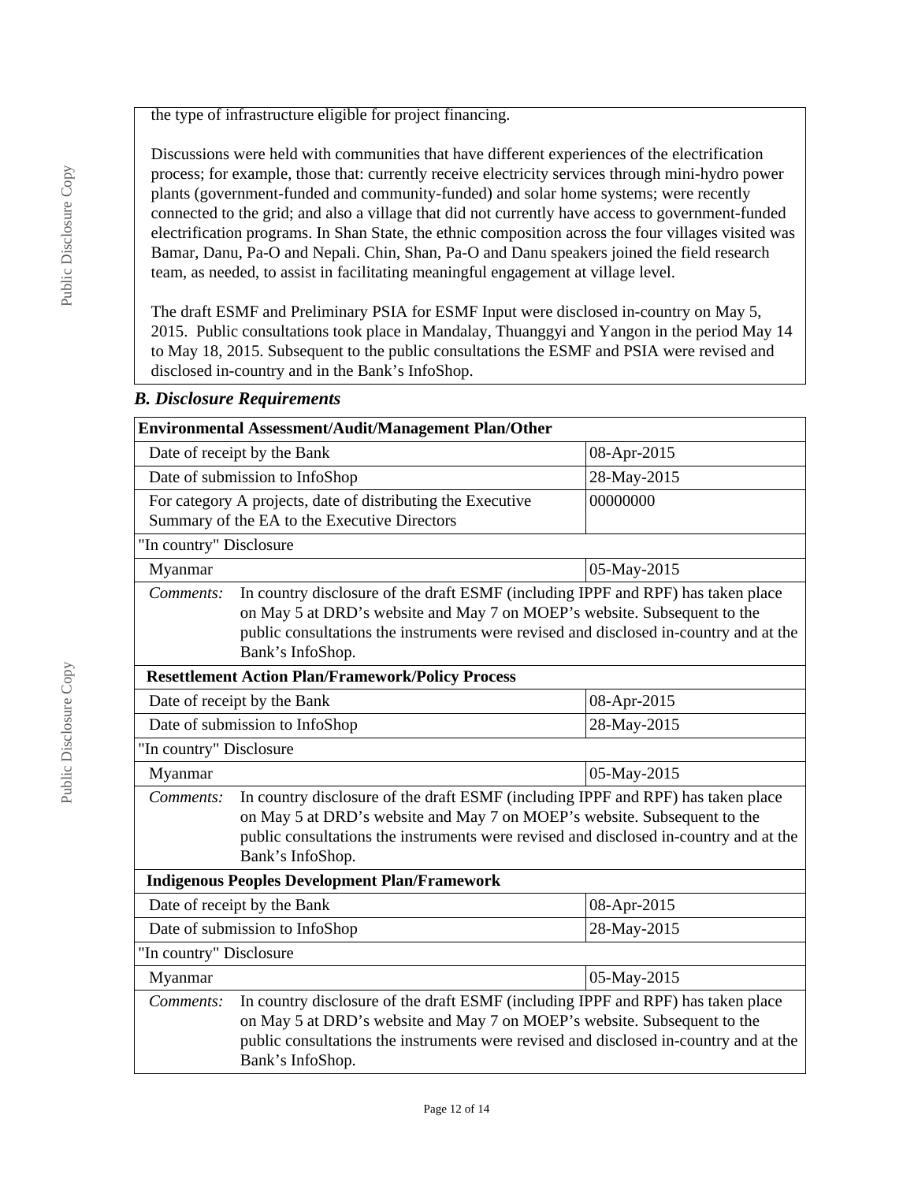the type of infrastructure eligible for project financing.

Discussions were held with communities that have different experiences of the electrification process; for example, those that: currently receive electricity services through mini-hydro power plants (government-funded and community-funded) and solar home systems; were recently connected to the grid; and also a village that did not currently have access to government-funded electrification programs. In Shan State, the ethnic composition across the four villages visited was Bamar, Danu, Pa-O and Nepali. Chin, Shan, Pa-O and Danu speakers joined the field research team, as needed, to assist in facilitating meaningful engagement at village level.

The draft ESMF and Preliminary PSIA for ESMF Input were disclosed in-country on May 5, 2015. Public consultations took place in Mandalay, Thuanggyi and Yangon in the period May 14 to May 18, 2015. Subsequent to the public consultations the ESMF and PSIA were revised and disclosed in-country and in the Bank's InfoShop.

### *B. Disclosure Requirements*

| **Environmental Assessment/Audit/Management Plan/Other** | |
|---|---|
| Date of receipt by the Bank | 08-Apr-2015 |
| Date of submission to InfoShop | 28-May-2015 |
| For category A projects, date of distributing the Executive Summary of the EA to the Executive Directors | 00000000 |
| "In country" Disclosure | |
| Myanmar | 05-May-2015 |
| *Comments:* In country disclosure of the draft ESMF (including IPPF and RPF) has taken place on May 5 at DRD's website and May 7 on MOEP's website. Subsequent to the public consultations the instruments were revised and disclosed in-country and at the Bank's InfoShop. | |

| **Resettlement Action Plan/Framework/Policy Process** | |
|---|---|
| Date of receipt by the Bank | 08-Apr-2015 |
| Date of submission to InfoShop | 28-May-2015 |
| "In country" Disclosure | |
| Myanmar | 05-May-2015 |
| *Comments:* In country disclosure of the draft ESMF (including IPPF and RPF) has taken place on May 5 at DRD's website and May 7 on MOEP's website. Subsequent to the public consultations the instruments were revised and disclosed in-country and at the Bank's InfoShop. | |

| **Indigenous Peoples Development Plan/Framework** | |
|---|---|
| Date of receipt by the Bank | 08-Apr-2015 |
| Date of submission to InfoShop | 28-May-2015 |
| "In country" Disclosure | |
| Myanmar | 05-May-2015 |
| *Comments:* In country disclosure of the draft ESMF (including IPPF and RPF) has taken place on May 5 at DRD's website and May 7 on MOEP's website. Subsequent to the public consultations the instruments were revised and disclosed in-country and at the Bank's InfoShop. | |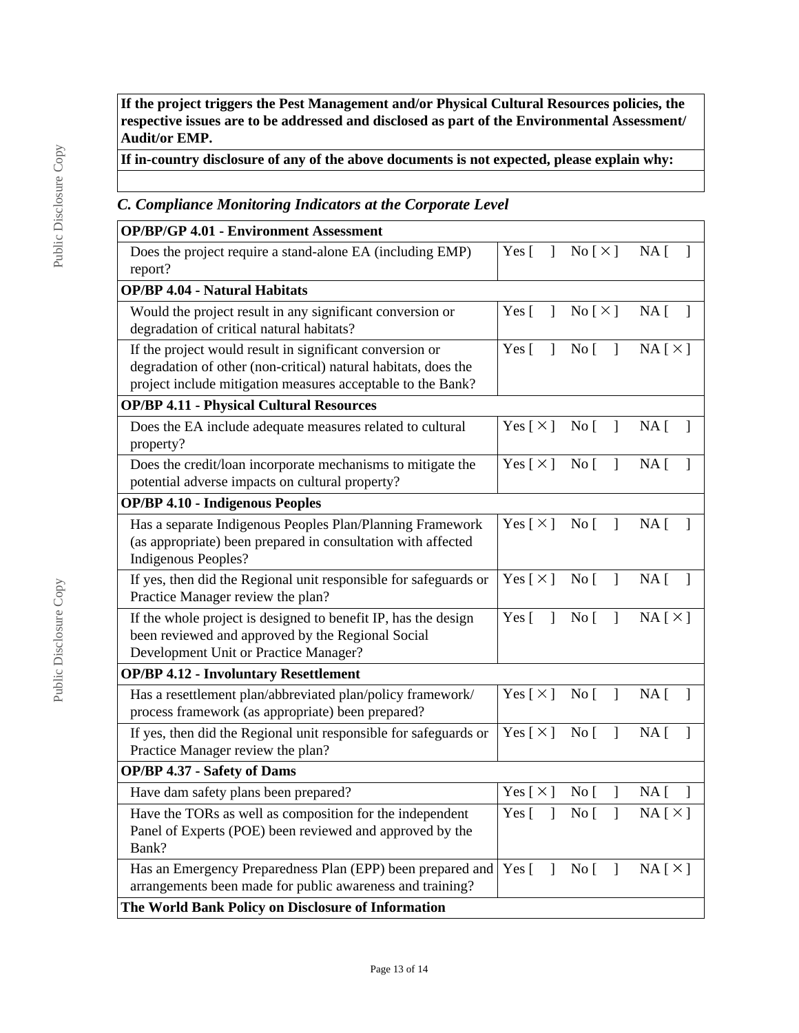| **If the project triggers the Pest Management and/or Physical Cultural Resources policies, the respective issues are to be addressed and disclosed as part of the Environmental Assessment/ Audit/or EMP.** |
|---|
| **If in-country disclosure of any of the above documents is not expected, please explain why:** |
| |

### *C. Compliance Monitoring Indicators at the Corporate Level*

| **OP/BP/GP 4.01 - Environment Assessment** | |
|---|---|
| Does the project require a stand-alone EA (including EMP) report? | Yes [ ] No [ × ] NA [ ] |
| **OP/BP 4.04 - Natural Habitats** | |
| Would the project result in any significant conversion or degradation of critical natural habitats? | Yes [ ] No [ × ] NA [ ] |
| If the project would result in significant conversion or degradation of other (non-critical) natural habitats, does the project include mitigation measures acceptable to the Bank? | Yes [ ] No [ ] NA [ × ] |
| **OP/BP 4.11 - Physical Cultural Resources** | |
| Does the EA include adequate measures related to cultural property? | Yes [ × ] No [ ] NA [ ] |
| Does the credit/loan incorporate mechanisms to mitigate the potential adverse impacts on cultural property? | Yes [ × ] No [ ] NA [ ] |
| **OP/BP 4.10 - Indigenous Peoples** | |
| Has a separate Indigenous Peoples Plan/Planning Framework (as appropriate) been prepared in consultation with affected Indigenous Peoples? | Yes [ × ] No [ ] NA [ ] |
| If yes, then did the Regional unit responsible for safeguards or Practice Manager review the plan? | Yes [ × ] No [ ] NA [ ] |
| If the whole project is designed to benefit IP, has the design been reviewed and approved by the Regional Social Development Unit or Practice Manager? | Yes [ ] No [ ] NA [ × ] |
| **OP/BP 4.12 - Involuntary Resettlement** | |
| Has a resettlement plan/abbreviated plan/policy framework/ process framework (as appropriate) been prepared? | Yes [ × ] No [ ] NA [ ] |
| If yes, then did the Regional unit responsible for safeguards or Practice Manager review the plan? | Yes [ × ] No [ ] NA [ ] |
| **OP/BP 4.37 - Safety of Dams** | |
| Have dam safety plans been prepared? | Yes [ × ] No [ ] NA [ ] |
| Have the TORs as well as composition for the independent Panel of Experts (POE) been reviewed and approved by the Bank? | Yes [ ] No [ ] NA [ × ] |
| Has an Emergency Preparedness Plan (EPP) been prepared and arrangements been made for public awareness and training? | Yes [ ] No [ ] NA [ × ] |
| **The World Bank Policy on Disclosure of Information** | |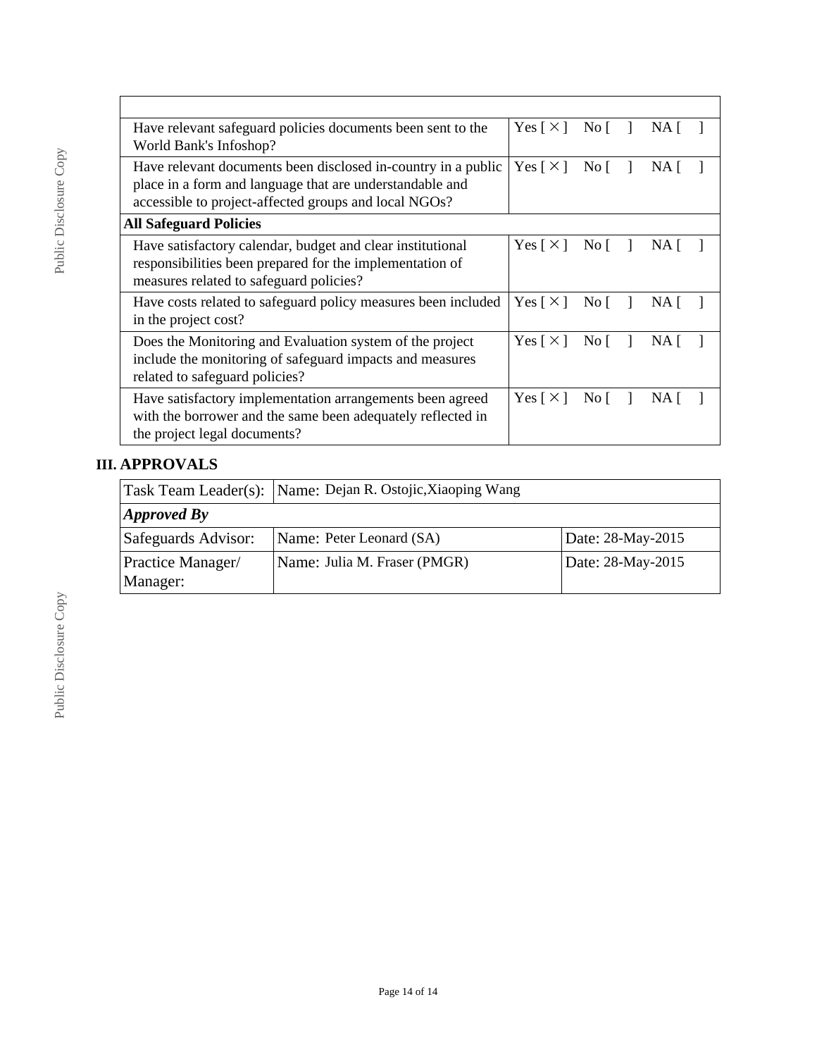| | |
|---|---|
| Have relevant safeguard policies documents been sent to the World Bank's Infoshop? | Yes [ × ] No [ ] NA [ ] |
| Have relevant documents been disclosed in-country in a public place in a form and language that are understandable and accessible to project-affected groups and local NGOs? | Yes [ × ] No [ ] NA [ ] |
| **All Safeguard Policies** | |
| Have satisfactory calendar, budget and clear institutional responsibilities been prepared for the implementation of measures related to safeguard policies? | Yes [ × ] No [ ] NA [ ] |
| Have costs related to safeguard policy measures been included in the project cost? | Yes [ × ] No [ ] NA [ ] |
| Does the Monitoring and Evaluation system of the project include the monitoring of safeguard impacts and measures related to safeguard policies? | Yes [ × ] No [ ] NA [ ] |
| Have satisfactory implementation arrangements been agreed with the borrower and the same been adequately reflected in the project legal documents? | Yes [ × ] No [ ] NA [ ] |

## III. APPROVALS

| | | |
|---|---|---|
| Task Team Leader(s): | Name: Dejan R. Ostojic,Xiaoping Wang | |
| ***Approved By*** | | |
| Safeguards Advisor: | Name: Peter Leonard (SA) | Date: 28-May-2015 |
| Practice Manager/ Manager: | Name: Julia M. Fraser (PMGR) | Date: 28-May-2015 |